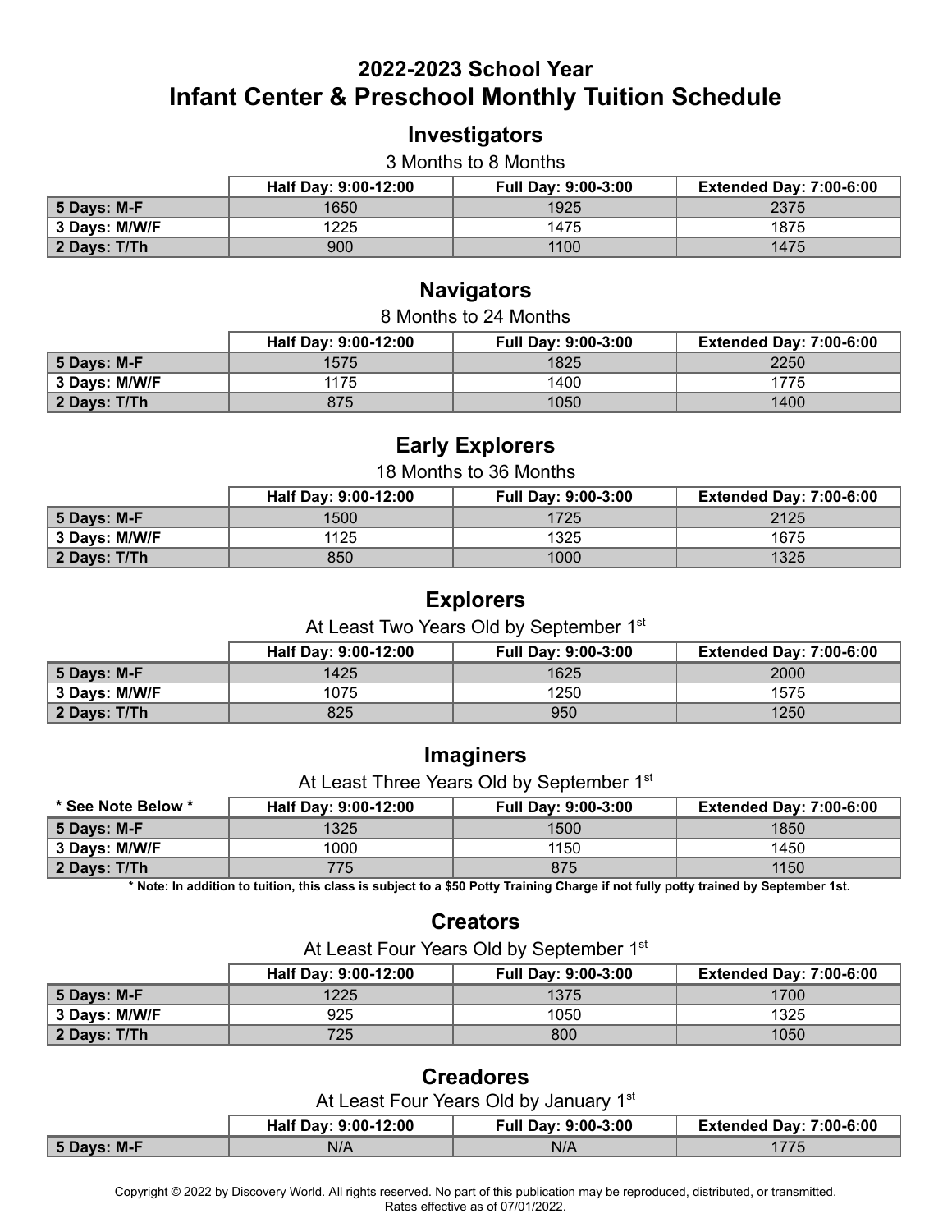# 2022-2023 School Year
# Infant Center & Preschool Monthly Tuition Schedule

## Investigators

3 Months to 8 Months

| | Half Day: 9:00-12:00 | Full Day: 9:00-3:00 | Extended Day: 7:00-6:00 |
|---|---|---|---|
| **5 Days: M-F** | 1650 | 1925 | 2375 |
| **3 Days: M/W/F** | 1225 | 1475 | 1875 |
| **2 Days: T/Th** | 900 | 1100 | 1475 |

## Navigators

8 Months to 24 Months

| | Half Day: 9:00-12:00 | Full Day: 9:00-3:00 | Extended Day: 7:00-6:00 |
|---|---|---|---|
| **5 Days: M-F** | 1575 | 1825 | 2250 |
| **3 Days: M/W/F** | 1175 | 1400 | 1775 |
| **2 Days: T/Th** | 875 | 1050 | 1400 |

## Early Explorers

18 Months to 36 Months

| | Half Day: 9:00-12:00 | Full Day: 9:00-3:00 | Extended Day: 7:00-6:00 |
|---|---|---|---|
| **5 Days: M-F** | 1500 | 1725 | 2125 |
| **3 Days: M/W/F** | 1125 | 1325 | 1675 |
| **2 Days: T/Th** | 850 | 1000 | 1325 |

## Explorers

At Least Two Years Old by September 1st

| | Half Day: 9:00-12:00 | Full Day: 9:00-3:00 | Extended Day: 7:00-6:00 |
|---|---|---|---|
| **5 Days: M-F** | 1425 | 1625 | 2000 |
| **3 Days: M/W/F** | 1075 | 1250 | 1575 |
| **2 Days: T/Th** | 825 | 950 | 1250 |

## Imaginers

At Least Three Years Old by September 1st

| * See Note Below * | Half Day: 9:00-12:00 | Full Day: 9:00-3:00 | Extended Day: 7:00-6:00 |
|---|---|---|---|
| **5 Days: M-F** | 1325 | 1500 | 1850 |
| **3 Days: M/W/F** | 1000 | 1150 | 1450 |
| **2 Days: T/Th** | 775 | 875 | 1150 |

**\* Note: In addition to tuition, this class is subject to a $50 Potty Training Charge if not fully potty trained by September 1st.**

## Creators

At Least Four Years Old by September 1st

| | Half Day: 9:00-12:00 | Full Day: 9:00-3:00 | Extended Day: 7:00-6:00 |
|---|---|---|---|
| **5 Days: M-F** | 1225 | 1375 | 1700 |
| **3 Days: M/W/F** | 925 | 1050 | 1325 |
| **2 Days: T/Th** | 725 | 800 | 1050 |

## Creadores

At Least Four Years Old by January 1st

| | Half Day: 9:00-12:00 | Full Day: 9:00-3:00 | Extended Day: 7:00-6:00 |
|---|---|---|---|
| **5 Days: M-F** | N/A | N/A | 1775 |

Copyright © 2022 by Discovery World. All rights reserved. No part of this publication may be reproduced, distributed, or transmitted.
Rates effective as of 07/01/2022.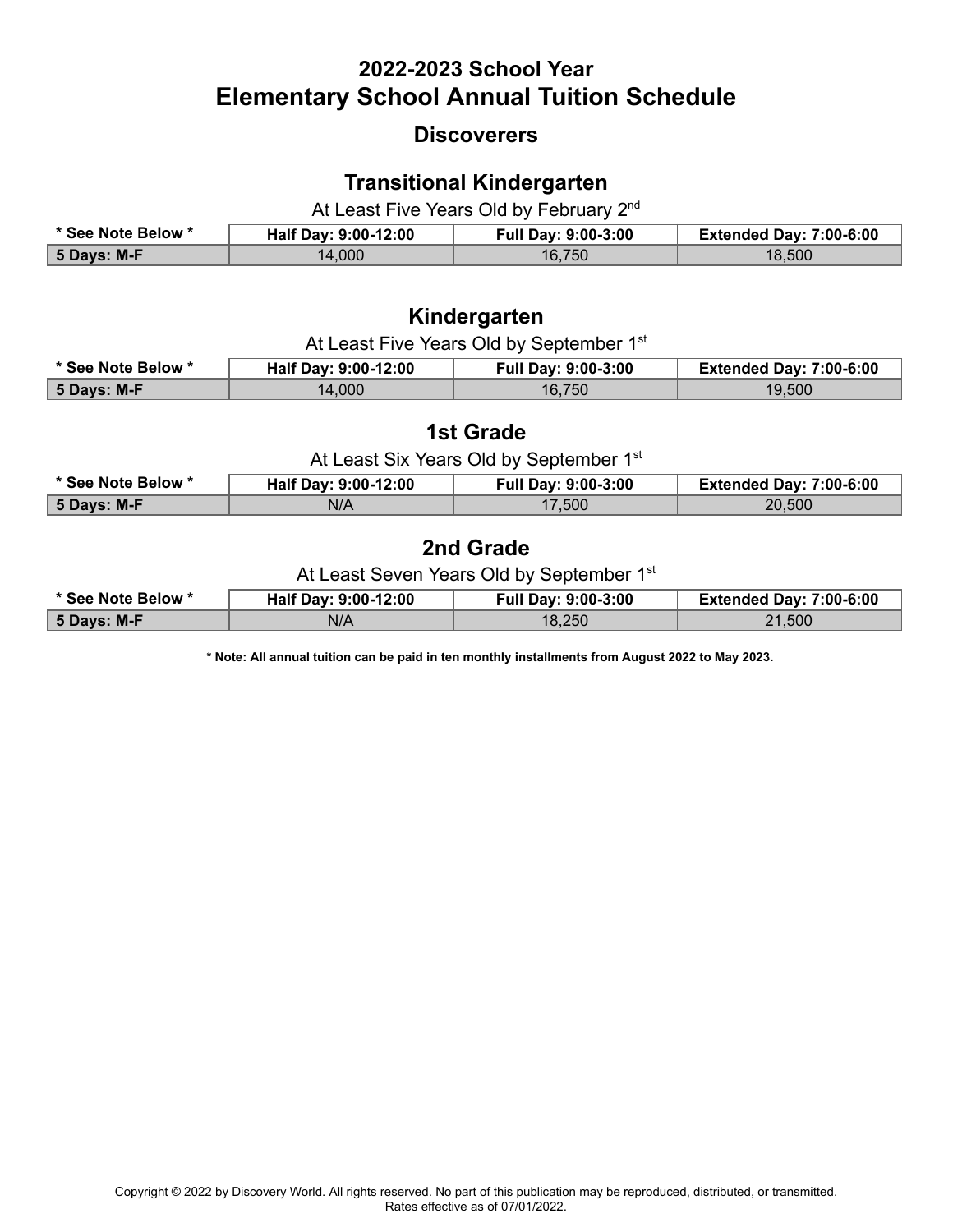## 2022-2023 School Year

# Elementary School Annual Tuition Schedule

### Discoverers

### Transitional Kindergarten

At Least Five Years Old by February 2nd

| * See Note Below * | Half Day: 9:00-12:00 | Full Day: 9:00-3:00 | Extended Day: 7:00-6:00 |
|---|---|---|---|
| **5 Days: M-F** | 14,000 | 16,750 | 18,500 |

### Kindergarten

At Least Five Years Old by September 1st

| * See Note Below * | Half Day: 9:00-12:00 | Full Day: 9:00-3:00 | Extended Day: 7:00-6:00 |
|---|---|---|---|
| **5 Days: M-F** | 14,000 | 16,750 | 19,500 |

### 1st Grade

At Least Six Years Old by September 1st

| * See Note Below * | Half Day: 9:00-12:00 | Full Day: 9:00-3:00 | Extended Day: 7:00-6:00 |
|---|---|---|---|
| **5 Days: M-F** | N/A | 17,500 | 20,500 |

### 2nd Grade

At Least Seven Years Old by September 1st

| * See Note Below * | Half Day: 9:00-12:00 | Full Day: 9:00-3:00 | Extended Day: 7:00-6:00 |
|---|---|---|---|
| **5 Days: M-F** | N/A | 18,250 | 21,500 |

**\* Note: All annual tuition can be paid in ten monthly installments from August 2022 to May 2023.**

Copyright © 2022 by Discovery World. All rights reserved. No part of this publication may be reproduced, distributed, or transmitted.
Rates effective as of 07/01/2022.